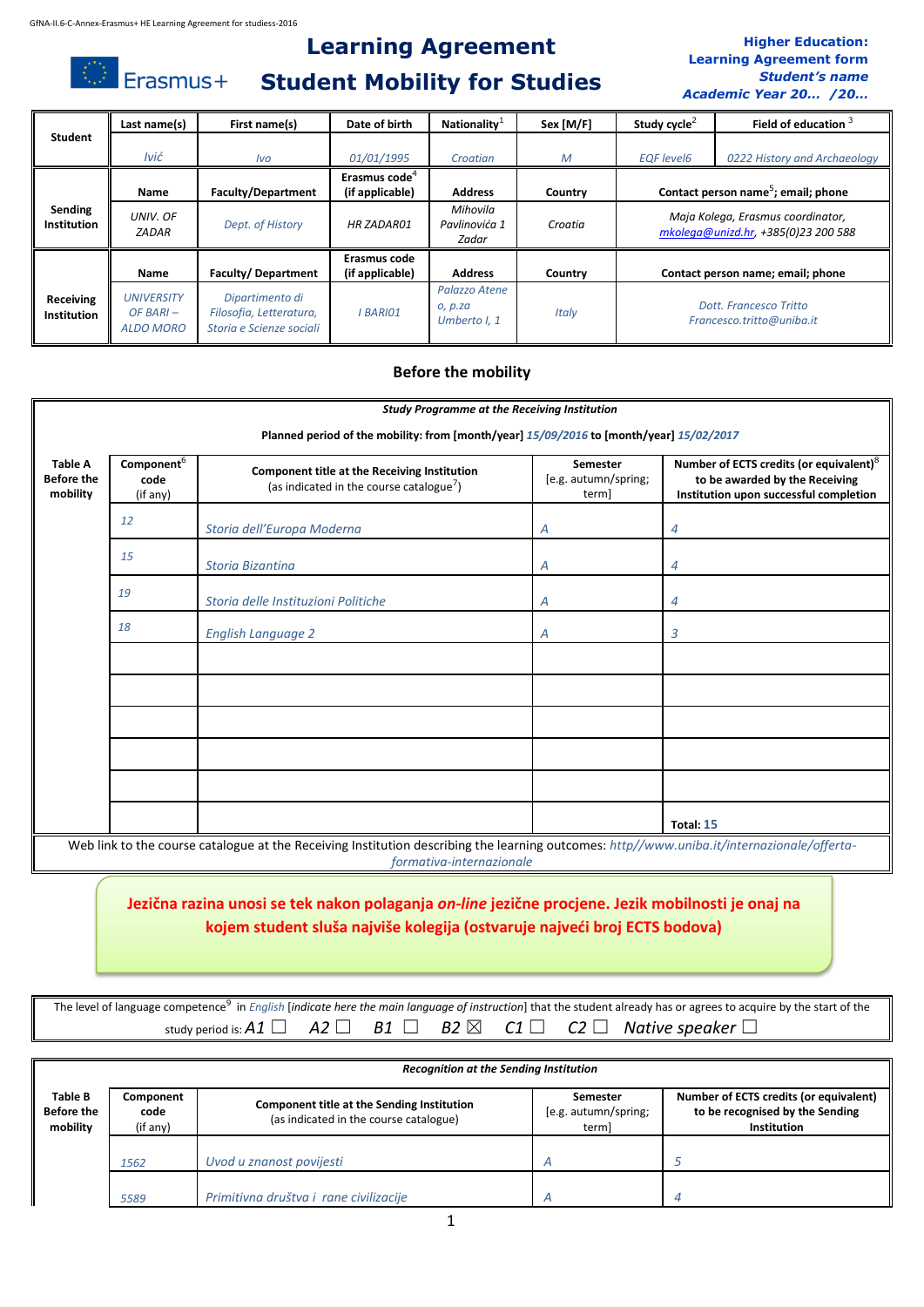GfNA-II.6-C-Annex-Erasmus+ HE Learning Agreement for studiess-2016

# Learning Agreement
# Student Mobility for Studies

**Higher Education:**
**Learning Agreement form**
***Student's name***
***Academic Year 20… /20…***

| Student | Last name(s) | First name(s) | Date of birth | Nationality[1] | Sex [M/F] | Study cycle[2] | Field of education [3] |
|---|---|---|---|---|---|---|---|
| | *Ivić* | *Ivo* | *01/01/1995* | *Croatian* | *M* | *EQF level6* | *0222 History and Archaeology* |

| Sending Institution | Name | Faculty/Department | Erasmus code[4] (if applicable) | Address | Country | Contact person name[5]; email; phone |
|---|---|---|---|---|---|---|
| | *UNIV. OF ZADAR* | *Dept. of History* | *HR ZADAR01* | *Mihovila Pavlinovića 1 Zadar* | *Croatia* | *Maja Kolega, Erasmus coordinator, mkolega@unizd.hr, +385(0)23 200 588* |

| Receiving Institution | Name | Faculty/ Department | Erasmus code (if applicable) | Address | Country | Contact person name; email; phone |
|---|---|---|---|---|---|---|
| | *UNIVERSITY OF BARI – ALDO MORO* | *Dipartimento di Filosofia, Letteratura, Storia e Scienze sociali* | *I BARI01* | *Palazzo Ateneo, p.za Umberto I, 1* | *Italy* | *Dott. Francesco Tritto Francesco.tritto@uniba.it* |

## Before the mobility

***Study Programme at the Receiving Institution***

**Planned period of the mobility: from [month/year]** *15/09/2016* **to [month/year]** *15/02/2017*

| Table A Before the mobility | Component[6] code (if any) | Component title at the Receiving Institution (as indicated in the course catalogue[7]) | Semester [e.g. autumn/spring; term] | Number of ECTS credits (or equivalent)[8] to be awarded by the Receiving Institution upon successful completion |
|---|---|---|---|---|
| | *12* | *Storia dell'Europa Moderna* | *A* | *4* |
| | *15* | *Storia Bizantina* | *A* | *4* |
| | *19* | *Storia delle Istituzioni Politiche* | *A* | *4* |
| | *18* | *English Language 2* | *A* | *3* |
| | | | | |
| | | | | |
| | | | | |
| | | | | |
| | | | | |
| | | | | **Total:** *15* |

Web link to the course catalogue at the Receiving Institution describing the learning outcomes: *http//www.uniba.it/internazionale/offerta-formativa-internazionale*

**Jezična razina unosi se tek nakon polaganja *on-line* jezične procjene. Jezik mobilnosti je onaj na kojem student sluša najviše kolegija (ostvaruje najveći broj ECTS bodova)**

The level of language competence[9] in *English* [*indicate here the main language of instruction*] that the student already has or agrees to acquire by the start of the study period is: *A1* ☐ *A2* ☐ *B1* ☐ *B2* ☒ *C1* ☐ *C2* ☐ *Native speaker* ☐

***Recognition at the Sending Institution***

| Table B Before the mobility | Component code (if any) | Component title at the Sending Institution (as indicated in the course catalogue) | Semester [e.g. autumn/spring; term] | Number of ECTS credits (or equivalent) to be recognised by the Sending Institution |
|---|---|---|---|---|
| | *1562* | *Uvod u znanost povijesti* | *A* | *5* |
| | *5589* | *Primitivna društva i rane civilizacije* | *A* | *4* |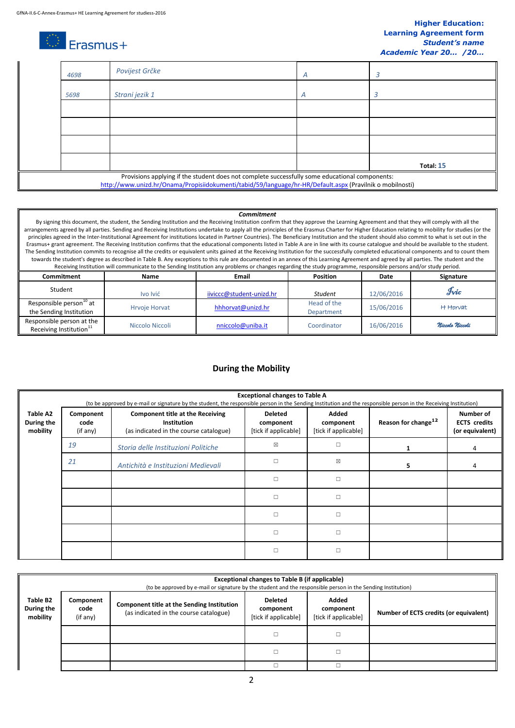| | | | | |
|---|---|---|---|---|
| | 4698 | Povijest Grčke | A | 3 |
| | 5698 | Strani jezik 1 | A | 3 |
| | | | | |
| | | | | |
| | | | | |
| | | | | **Total:** 15 |

Provisions applying if the student does not complete successfully some educational components: http://www.unizd.hr/Onama/Propisiidokumenti/tabid/59/language/hr-HR/Default.aspx (Pravilnik o mobilnosti)

***Commitment***

By signing this document, the student, the Sending Institution and the Receiving Institution confirm that they approve the Learning Agreement and that they will comply with all the arrangements agreed by all parties. Sending and Receiving Institutions undertake to apply all the principles of the Erasmus Charter for Higher Education relating to mobility for studies (or the principles agreed in the Inter-Institutional Agreement for institutions located in Partner Countries). The Beneficiary Institution and the student should also commit to what is set out in the Erasmus+ grant agreement. The Receiving Institution confirms that the educational components listed in Table A are in line with its course catalogue and should be available to the student. The Sending Institution commits to recognise all the credits or equivalent units gained at the Receiving Institution for the successfully completed educational components and to count them towards the student's degree as described in Table B. Any exceptions to this rule are documented in an annex of this Learning Agreement and agreed by all parties. The student and the Receiving Institution will communicate to the Sending Institution any problems or changes regarding the study programme, responsible persons and/or study period.

| Commitment | Name | Email | Position | Date | Signature |
|---|---|---|---|---|---|
| Student | Ivo Ivić | iiviccc@student-unizd.hr | Student | 12/06/2016 | Ivic |
| Responsible person[10] at the Sending Institution | Hrvoje Horvat | hhhorvat@unizd.hr | Head of the Department | 15/06/2016 | H Horvat |
| Responsible person at the Receiving Institution[11] | Niccolo Niccoli | nniccolo@uniba.it | Coordinator | 16/06/2016 | Niccolo Niccoli |

## During the Mobility

| Table A2 During the mobility | **Exceptional changes to Table A** (to be approved by e-mail or signature by the student, the responsible person in the Sending Institution and the responsible person in the Receiving Institution) | | | | | |
|---|---|---|---|---|---|---|
| | **Component code** (if any) | **Component title at the Receiving Institution** (as indicated in the course catalogue) | **Deleted component** [tick if applicable] | **Added component** [tick if applicable] | **Reason for change**[12] | **Number of ECTS credits (or equivalent)** |
| | 19 | Storia delle Instituzioni Politiche | ☒ | ☐ | 1 | 4 |
| | 21 | Antichità e Instituzioni Medievali | ☐ | ☒ | 5 | 4 |
| | | | ☐ | ☐ | | |
| | | | ☐ | ☐ | | |
| | | | ☐ | ☐ | | |
| | | | ☐ | ☐ | | |
| | | | ☐ | ☐ | | |

| Table B2 During the mobility | **Exceptional changes to Table B (if applicable)** (to be approved by e-mail or signature by the student and the responsible person in the Sending Institution) | | | | |
|---|---|---|---|---|---|
| | **Component code** (if any) | **Component title at the Sending Institution** (as indicated in the course catalogue) | **Deleted component** [tick if applicable] | **Added component** [tick if applicable] | **Number of ECTS credits (or equivalent)** |
| | | | ☐ | ☐ | |
| | | | ☐ | ☐ | |
| | | | ☐ | ☐ | |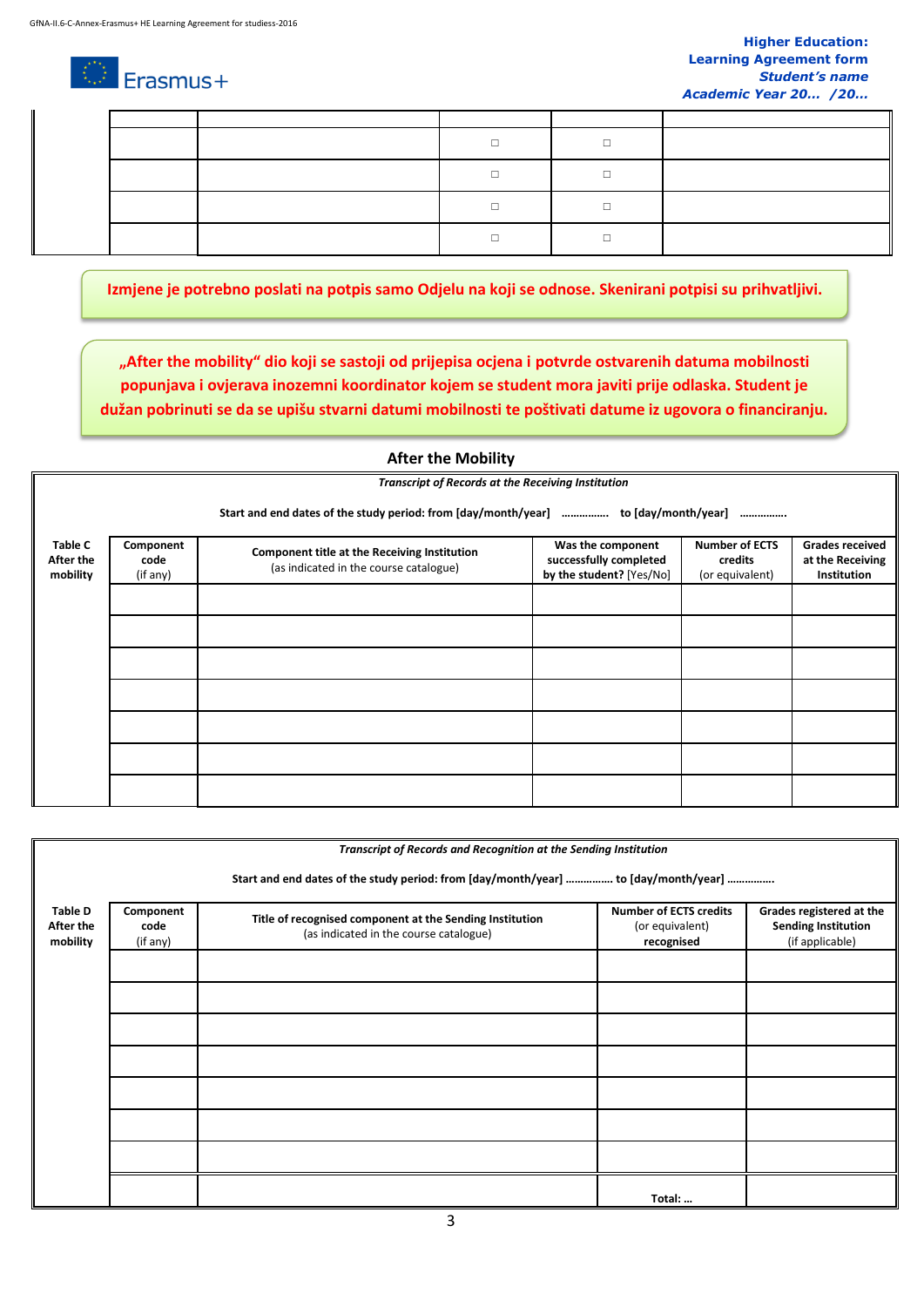| | | | | |
|---|---|---|---|---|
| | | □ | □ | |
| | | □ | □ | |
| | | □ | □ | |
| | | □ | □ | |

**Izmjene je potrebno poslati na potpis samo Odjelu na koji se odnose. Skenirani potpisi su prihvatljivi.**

**„After the mobility“ dio koji se sastoji od prijepisa ocjena i potvrde ostvarenih datuma mobilnosti popunjava i ovjerava inozemni koordinator kojem se student mora javiti prije odlaska. Student je dužan pobrinuti se da se upišu stvarni datumi mobilnosti te poštivati datume iz ugovora o financiranju.**

## After the Mobility

***Transcript of Records at the Receiving Institution***

**Start and end dates of the study period: from [day/month/year] ............... to [day/month/year] ...............**

| **Table C After the mobility** | **Component code** (if any) | **Component title at the Receiving Institution** (as indicated in the course catalogue) | **Was the component successfully completed by the student?** [Yes/No] | **Number of ECTS credits** (or equivalent) | **Grades received at the Receiving Institution** |
|---|---|---|---|---|---|
| | | | | | |
| | | | | | |
| | | | | | |
| | | | | | |
| | | | | | |
| | | | | | |
| | | | | | |

***Transcript of Records and Recognition at the Sending Institution***

**Start and end dates of the study period: from [day/month/year] ............... to [day/month/year] ...............**

| **Table D After the mobility** | **Component code** (if any) | **Title of recognised component at the Sending Institution** (as indicated in the course catalogue) | **Number of ECTS credits** (or equivalent) **recognised** | **Grades registered at the Sending Institution** (if applicable) |
|---|---|---|---|---|
| | | | | |
| | | | | |
| | | | | |
| | | | | |
| | | | | |
| | | | | |
| | | | | |
| | | | **Total: …** | |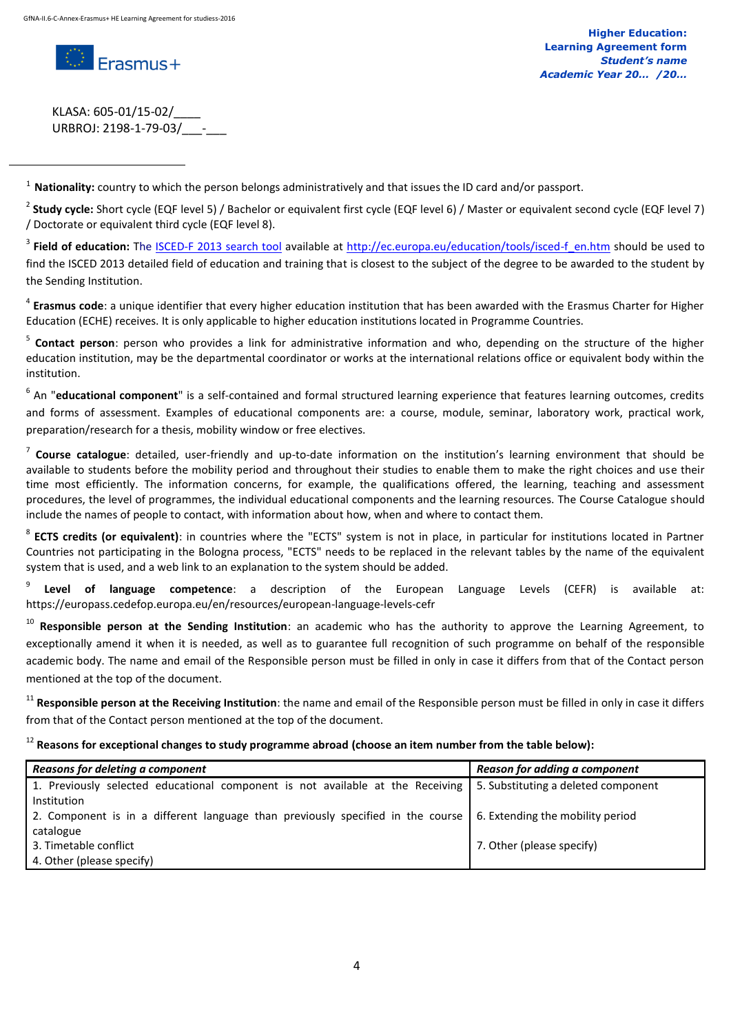KLASA: 605-01/15-02/____
URBROJ: 2198-1-79-03/___-___

[1] **Nationality:** country to which the person belongs administratively and that issues the ID card and/or passport.

[2] **Study cycle:** Short cycle (EQF level 5) / Bachelor or equivalent first cycle (EQF level 6) / Master or equivalent second cycle (EQF level 7) / Doctorate or equivalent third cycle (EQF level 8).

[3] **Field of education:** The ISCED-F 2013 search tool available at http://ec.europa.eu/education/tools/isced-f_en.htm should be used to find the ISCED 2013 detailed field of education and training that is closest to the subject of the degree to be awarded to the student by the Sending Institution.

[4] **Erasmus code**: a unique identifier that every higher education institution that has been awarded with the Erasmus Charter for Higher Education (ECHE) receives. It is only applicable to higher education institutions located in Programme Countries.

[5] **Contact person**: person who provides a link for administrative information and who, depending on the structure of the higher education institution, may be the departmental coordinator or works at the international relations office or equivalent body within the institution.

[6] An "**educational component**" is a self-contained and formal structured learning experience that features learning outcomes, credits and forms of assessment. Examples of educational components are: a course, module, seminar, laboratory work, practical work, preparation/research for a thesis, mobility window or free electives.

[7] **Course catalogue**: detailed, user-friendly and up-to-date information on the institution's learning environment that should be available to students before the mobility period and throughout their studies to enable them to make the right choices and use their time most efficiently. The information concerns, for example, the qualifications offered, the learning, teaching and assessment procedures, the level of programmes, the individual educational components and the learning resources. The Course Catalogue should include the names of people to contact, with information about how, when and where to contact them.

[8] **ECTS credits (or equivalent)**: in countries where the "ECTS" system is not in place, in particular for institutions located in Partner Countries not participating in the Bologna process, "ECTS" needs to be replaced in the relevant tables by the name of the equivalent system that is used, and a web link to an explanation to the system should be added.

[9] **Level of language competence**: a description of the European Language Levels (CEFR) is available at: https://europass.cedefop.europa.eu/en/resources/european-language-levels-cefr

[10] **Responsible person at the Sending Institution**: an academic who has the authority to approve the Learning Agreement, to exceptionally amend it when it is needed, as well as to guarantee full recognition of such programme on behalf of the responsible academic body. The name and email of the Responsible person must be filled in only in case it differs from that of the Contact person mentioned at the top of the document.

[11] **Responsible person at the Receiving Institution**: the name and email of the Responsible person must be filled in only in case it differs from that of the Contact person mentioned at the top of the document.

[12] **Reasons for exceptional changes to study programme abroad (choose an item number from the table below):**

| ***Reasons for deleting a component*** | ***Reason for adding a component*** |
|---|---|
| 1. Previously selected educational component is not available at the Receiving Institution | 5. Substituting a deleted component |
| 2. Component is in a different language than previously specified in the course catalogue | 6. Extending the mobility period |
| 3. Timetable conflict | 7. Other (please specify) |
| 4. Other (please specify) | |